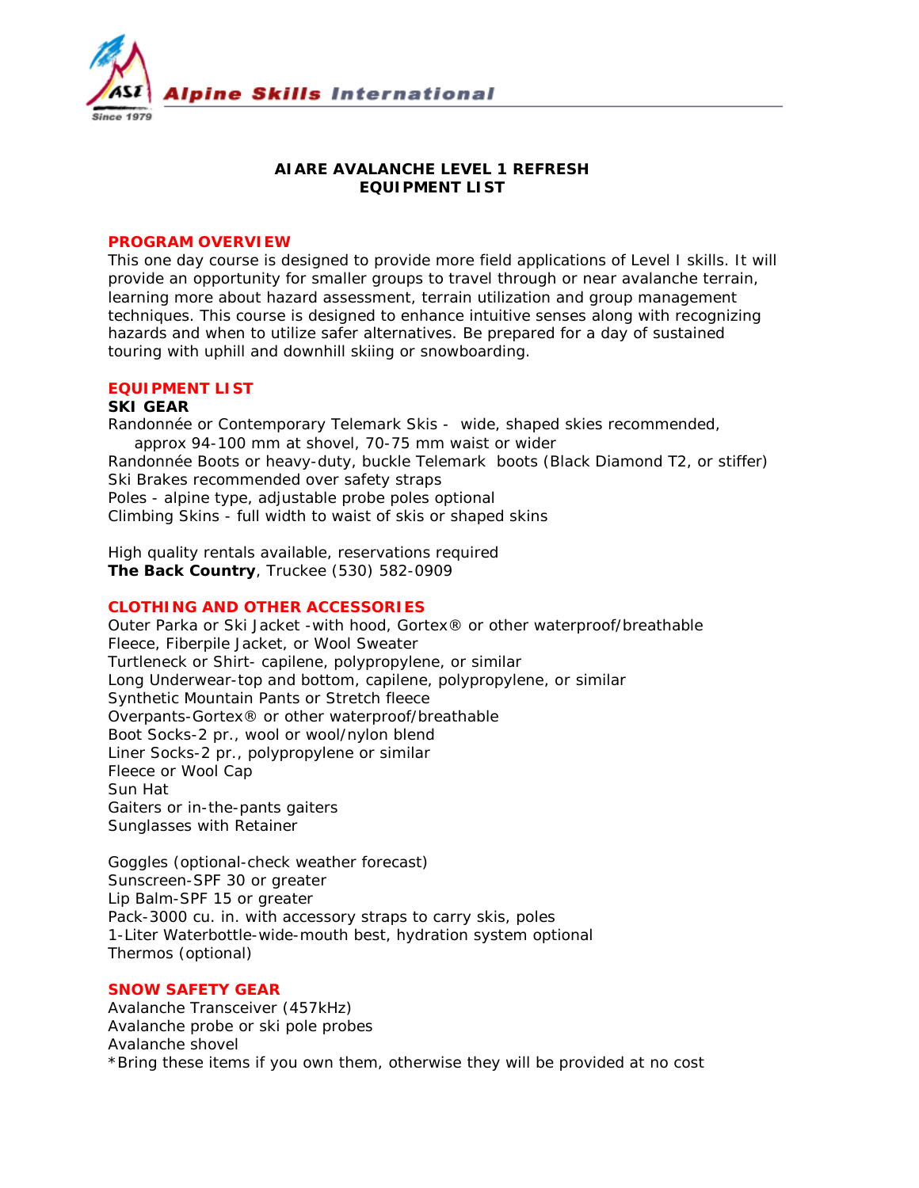Alpine Skills International

# AIARE AVALANCHE LEVEL 1 REFRESH
# EQUIPMENT LIST

## PROGRAM OVERVIEW

This one day course is designed to provide more field applications of Level I skills. It will provide an opportunity for smaller groups to travel through or near avalanche terrain, learning more about hazard assessment, terrain utilization and group management techniques. This course is designed to enhance intuitive senses along with recognizing hazards and when to utilize safer alternatives. Be prepared for a day of sustained touring with uphill and downhill skiing or snowboarding.

## EQUIPMENT LIST

### SKI GEAR

Randonnée or Contemporary Telemark Skis - wide, shaped skies recommended, approx 94-100 mm at shovel, 70-75 mm waist or wider
Randonnée Boots or heavy-duty, buckle Telemark boots (Black Diamond T2, or stiffer)
Ski Brakes recommended over safety straps
Poles - alpine type, adjustable probe poles optional
Climbing Skins - full width to waist of skis or shaped skins

High quality rentals available, reservations required
**The Back Country**, Truckee (530) 582-0909

## CLOTHING AND OTHER ACCESSORIES

Outer Parka or Ski Jacket -with hood, Gortex® or other waterproof/breathable
Fleece, Fiberpile Jacket, or Wool Sweater
Turtleneck or Shirt- capilene, polypropylene, or similar
Long Underwear-top and bottom, capilene, polypropylene, or similar
Synthetic Mountain Pants or Stretch fleece
Overpants-Gortex® or other waterproof/breathable
Boot Socks-2 pr., wool or wool/nylon blend
Liner Socks-2 pr., polypropylene or similar
Fleece or Wool Cap
Sun Hat
Gaiters or in-the-pants gaiters
Sunglasses with Retainer

Goggles (optional-check weather forecast)
Sunscreen-SPF 30 or greater
Lip Balm-SPF 15 or greater
Pack-3000 cu. in. with accessory straps to carry skis, poles
1-Liter Waterbottle-wide-mouth best, hydration system optional
Thermos (optional)

## SNOW SAFETY GEAR

Avalanche Transceiver (457kHz)
Avalanche probe or ski pole probes
Avalanche shovel
*Bring these items if you own them, otherwise they will be provided at no cost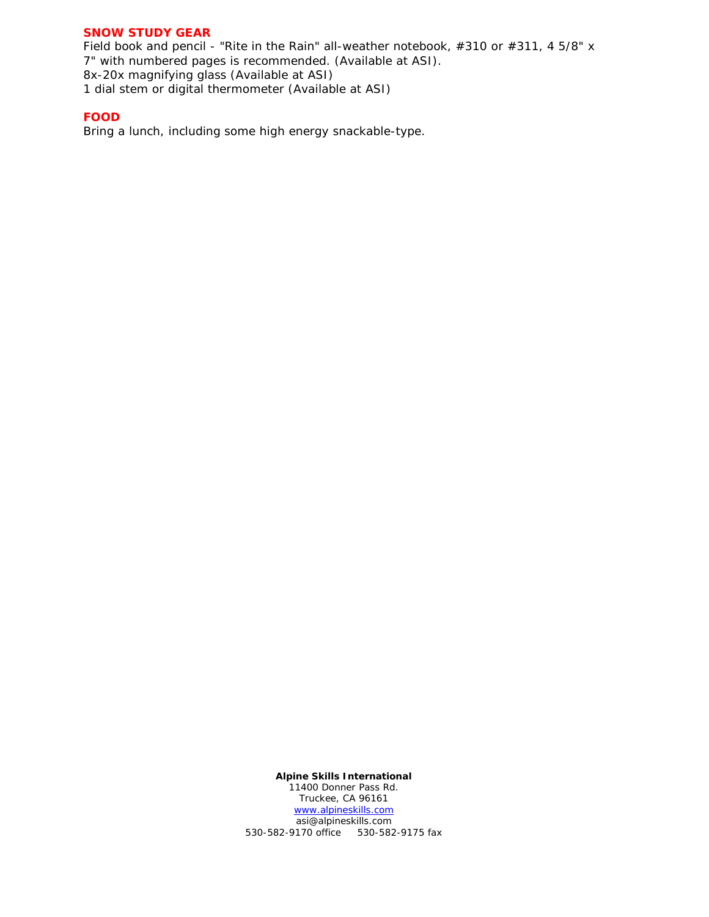## SNOW STUDY GEAR

Field book and pencil - "Rite in the Rain" all-weather notebook, #310 or #311, 4 5/8" x 7" with numbered pages is recommended. (Available at ASI).
8x-20x magnifying glass (Available at ASI)
1 dial stem or digital thermometer (Available at ASI)

## FOOD

Bring a lunch, including some high energy snackable-type.

**Alpine Skills International**
11400 Donner Pass Rd.
Truckee, CA 96161
www.alpineskills.com
asi@alpineskills.com
530-582-9170 office   530-582-9175 fax